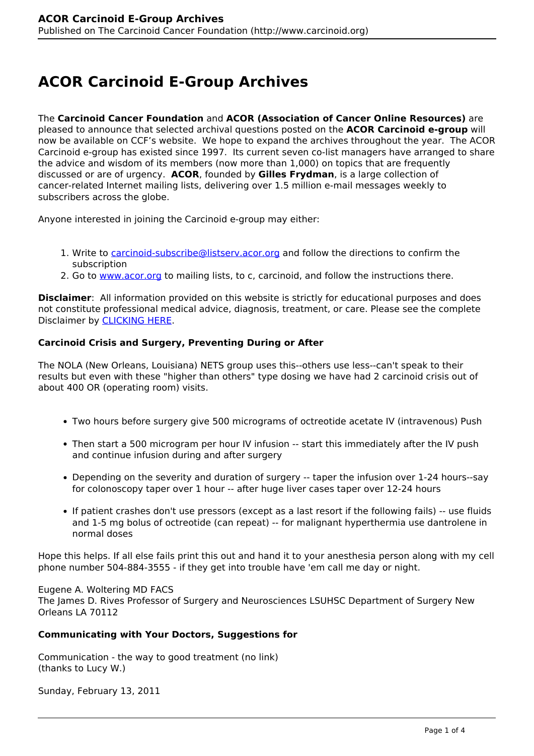# ACOR Carcinoid E-Group Archives

The **Carcinoid Cancer Foundation** and **ACOR (Association of Cancer Online Resources)** are pleased to announce that selected archival questions posted on the **ACOR Carcinoid e-group** will now be available on CCF's website. We hope to expand the archives throughout the year. The ACOR Carcinoid e-group has existed since 1997. Its current seven co-list managers have arranged to share the advice and wisdom of its members (now more than 1,000) on topics that are frequently discussed or are of urgency. **ACOR**, founded by **Gilles Frydman**, is a large collection of cancer-related Internet mailing lists, delivering over 1.5 million e-mail messages weekly to subscribers across the globe.

Anyone interested in joining the Carcinoid e-group may either:

1. Write to [carcinoid-subscribe@listserv.acor.org](mailto:carcinoid-subscribe@listserv.acor.org) and follow the directions to confirm the subscription
2. Go to [www.acor.org](http://www.acor.org) to mailing lists, to c, carcinoid, and follow the instructions there.

**Disclaimer**: All information provided on this website is strictly for educational purposes and does not constitute professional medical advice, diagnosis, treatment, or care. Please see the complete Disclaimer by CLICKING HERE.

**Carcinoid Crisis and Surgery, Preventing During or After**

The NOLA (New Orleans, Louisiana) NETS group uses this--others use less--can't speak to their results but even with these "higher than others" type dosing we have had 2 carcinoid crisis out of about 400 OR (operating room) visits.

- Two hours before surgery give 500 micrograms of octreotide acetate IV (intravenous) Push
- Then start a 500 microgram per hour IV infusion -- start this immediately after the IV push and continue infusion during and after surgery
- Depending on the severity and duration of surgery -- taper the infusion over 1-24 hours--say for colonoscopy taper over 1 hour -- after huge liver cases taper over 12-24 hours
- If patient crashes don't use pressors (except as a last resort if the following fails) -- use fluids and 1-5 mg bolus of octreotide (can repeat) -- for malignant hyperthermia use dantrolene in normal doses

Hope this helps. If all else fails print this out and hand it to your anesthesia person along with my cell phone number 504-884-3555 - if they get into trouble have 'em call me day or night.

Eugene A. Woltering MD FACS
The James D. Rives Professor of Surgery and Neurosciences LSUHSC Department of Surgery New Orleans LA 70112

**Communicating with Your Doctors, Suggestions for**

Communication - the way to good treatment (no link)
(thanks to Lucy W.)

Sunday, February 13, 2011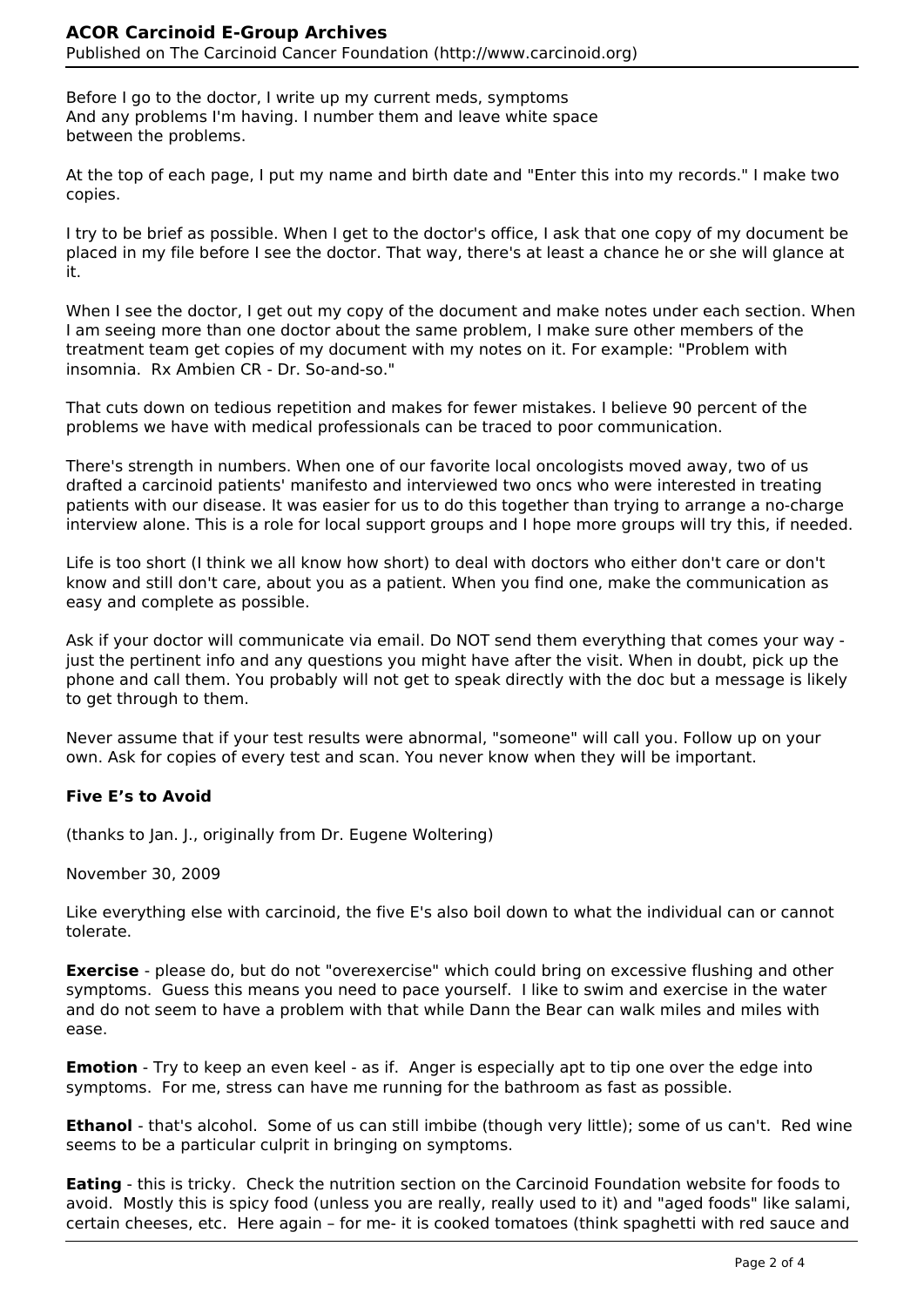Before I go to the doctor, I write up my current meds, symptoms
And any problems I'm having. I number them and leave white space
between the problems.

At the top of each page, I put my name and birth date and "Enter this into my records." I make two copies.

I try to be brief as possible. When I get to the doctor's office, I ask that one copy of my document be placed in my file before I see the doctor. That way, there's at least a chance he or she will glance at it.

When I see the doctor, I get out my copy of the document and make notes under each section. When I am seeing more than one doctor about the same problem, I make sure other members of the treatment team get copies of my document with my notes on it. For example: "Problem with insomnia. Rx Ambien CR - Dr. So-and-so."

That cuts down on tedious repetition and makes for fewer mistakes. I believe 90 percent of the problems we have with medical professionals can be traced to poor communication.

There's strength in numbers. When one of our favorite local oncologists moved away, two of us drafted a carcinoid patients' manifesto and interviewed two oncs who were interested in treating patients with our disease. It was easier for us to do this together than trying to arrange a no-charge interview alone. This is a role for local support groups and I hope more groups will try this, if needed.

Life is too short (I think we all know how short) to deal with doctors who either don't care or don't know and still don't care, about you as a patient. When you find one, make the communication as easy and complete as possible.

Ask if your doctor will communicate via email. Do NOT send them everything that comes your way - just the pertinent info and any questions you might have after the visit. When in doubt, pick up the phone and call them. You probably will not get to speak directly with the doc but a message is likely to get through to them.

Never assume that if your test results were abnormal, "someone" will call you. Follow up on your own. Ask for copies of every test and scan. You never know when they will be important.

**Five E's to Avoid**

(thanks to Jan. J., originally from Dr. Eugene Woltering)

November 30, 2009

Like everything else with carcinoid, the five E's also boil down to what the individual can or cannot tolerate.

**Exercise** - please do, but do not "overexercise" which could bring on excessive flushing and other symptoms. Guess this means you need to pace yourself. I like to swim and exercise in the water and do not seem to have a problem with that while Dann the Bear can walk miles and miles with ease.

**Emotion** - Try to keep an even keel - as if. Anger is especially apt to tip one over the edge into symptoms. For me, stress can have me running for the bathroom as fast as possible.

**Ethanol** - that's alcohol. Some of us can still imbibe (though very little); some of us can't. Red wine seems to be a particular culprit in bringing on symptoms.

**Eating** - this is tricky. Check the nutrition section on the Carcinoid Foundation website for foods to avoid. Mostly this is spicy food (unless you are really, really used to it) and "aged foods" like salami, certain cheeses, etc. Here again – for me- it is cooked tomatoes (think spaghetti with red sauce and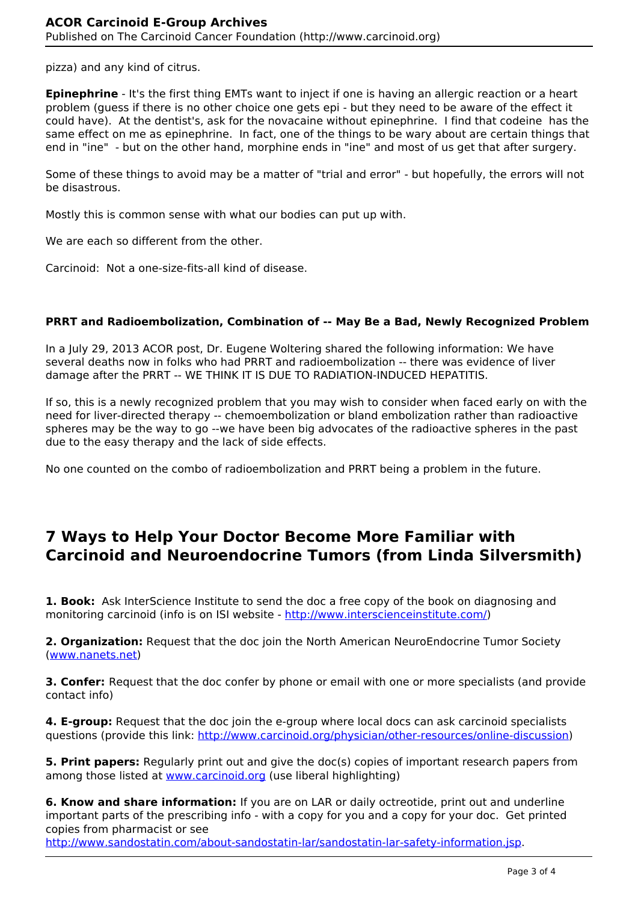pizza) and any kind of citrus.

**Epinephrine** - It's the first thing EMTs want to inject if one is having an allergic reaction or a heart problem (guess if there is no other choice one gets epi - but they need to be aware of the effect it could have). At the dentist's, ask for the novacaine without epinephrine. I find that codeine has the same effect on me as epinephrine. In fact, one of the things to be wary about are certain things that end in "ine" - but on the other hand, morphine ends in "ine" and most of us get that after surgery.

Some of these things to avoid may be a matter of "trial and error" - but hopefully, the errors will not be disastrous.

Mostly this is common sense with what our bodies can put up with.

We are each so different from the other.

Carcinoid: Not a one-size-fits-all kind of disease.

**PRRT and Radioembolization, Combination of -- May Be a Bad, Newly Recognized Problem**

In a July 29, 2013 ACOR post, Dr. Eugene Woltering shared the following information: We have several deaths now in folks who had PRRT and radioembolization -- there was evidence of liver damage after the PRRT -- WE THINK IT IS DUE TO RADIATION-INDUCED HEPATITIS.

If so, this is a newly recognized problem that you may wish to consider when faced early on with the need for liver-directed therapy -- chemoembolization or bland embolization rather than radioactive spheres may be the way to go --we have been big advocates of the radioactive spheres in the past due to the easy therapy and the lack of side effects.

No one counted on the combo of radioembolization and PRRT being a problem in the future.

## 7 Ways to Help Your Doctor Become More Familiar with Carcinoid and Neuroendocrine Tumors (from Linda Silversmith)

**1. Book:** Ask InterScience Institute to send the doc a free copy of the book on diagnosing and monitoring carcinoid (info is on ISI website - http://www.interscienceinstitute.com/)

**2. Organization:** Request that the doc join the North American NeuroEndocrine Tumor Society (www.nanets.net)

**3. Confer:** Request that the doc confer by phone or email with one or more specialists (and provide contact info)

**4. E-group:** Request that the doc join the e-group where local docs can ask carcinoid specialists questions (provide this link: http://www.carcinoid.org/physician/other-resources/online-discussion)

**5. Print papers:** Regularly print out and give the doc(s) copies of important research papers from among those listed at www.carcinoid.org (use liberal highlighting)

**6. Know and share information:** If you are on LAR or daily octreotide, print out and underline important parts of the prescribing info - with a copy for you and a copy for your doc. Get printed copies from pharmacist or see http://www.sandostatin.com/about-sandostatin-lar/sandostatin-lar-safety-information.jsp.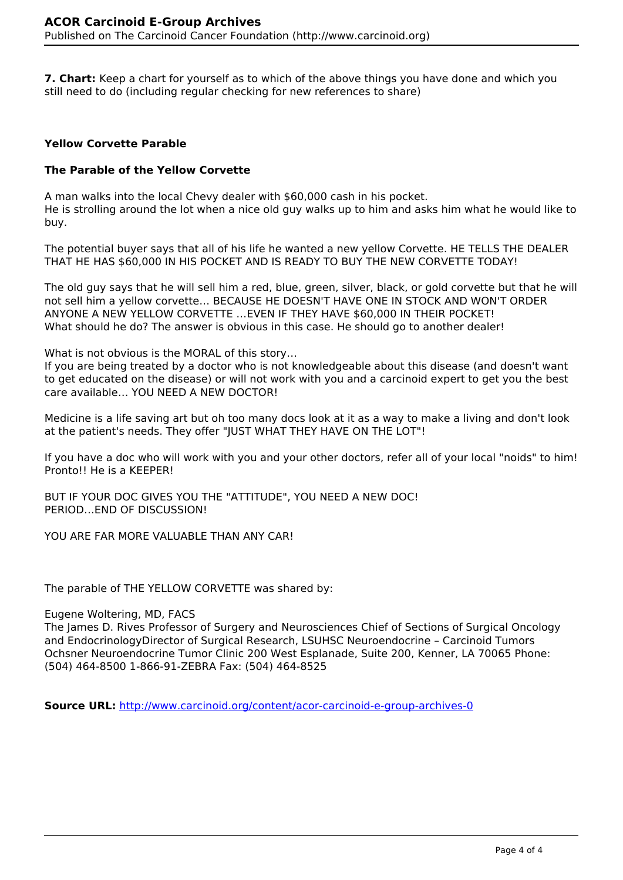**7. Chart:** Keep a chart for yourself as to which of the above things you have done and which you still need to do (including regular checking for new references to share)

### Yellow Corvette Parable

### The Parable of the Yellow Corvette

A man walks into the local Chevy dealer with $60,000 cash in his pocket.
He is strolling around the lot when a nice old guy walks up to him and asks him what he would like to buy.

The potential buyer says that all of his life he wanted a new yellow Corvette. HE TELLS THE DEALER THAT HE HAS $60,000 IN HIS POCKET AND IS READY TO BUY THE NEW CORVETTE TODAY!

The old guy says that he will sell him a red, blue, green, silver, black, or gold corvette but that he will not sell him a yellow corvette… BECAUSE HE DOESN'T HAVE ONE IN STOCK AND WON'T ORDER ANYONE A NEW YELLOW CORVETTE …EVEN IF THEY HAVE $60,000 IN THEIR POCKET!
What should he do? The answer is obvious in this case. He should go to another dealer!

What is not obvious is the MORAL of this story…
If you are being treated by a doctor who is not knowledgeable about this disease (and doesn't want to get educated on the disease) or will not work with you and a carcinoid expert to get you the best care available… YOU NEED A NEW DOCTOR!

Medicine is a life saving art but oh too many docs look at it as a way to make a living and don't look at the patient's needs. They offer "JUST WHAT THEY HAVE ON THE LOT"!

If you have a doc who will work with you and your other doctors, refer all of your local "noids" to him! Pronto!! He is a KEEPER!

BUT IF YOUR DOC GIVES YOU THE "ATTITUDE", YOU NEED A NEW DOC!
PERIOD…END OF DISCUSSION!

YOU ARE FAR MORE VALUABLE THAN ANY CAR!

The parable of THE YELLOW CORVETTE was shared by:

Eugene Woltering, MD, FACS
The James D. Rives Professor of Surgery and Neurosciences Chief of Sections of Surgical Oncology and EndocrinologyDirector of Surgical Research, LSUHSC Neuroendocrine – Carcinoid Tumors Ochsner Neuroendocrine Tumor Clinic 200 West Esplanade, Suite 200, Kenner, LA 70065 Phone: (504) 464-8500 1-866-91-ZEBRA Fax: (504) 464-8525

**Source URL:** http://www.carcinoid.org/content/acor-carcinoid-e-group-archives-0